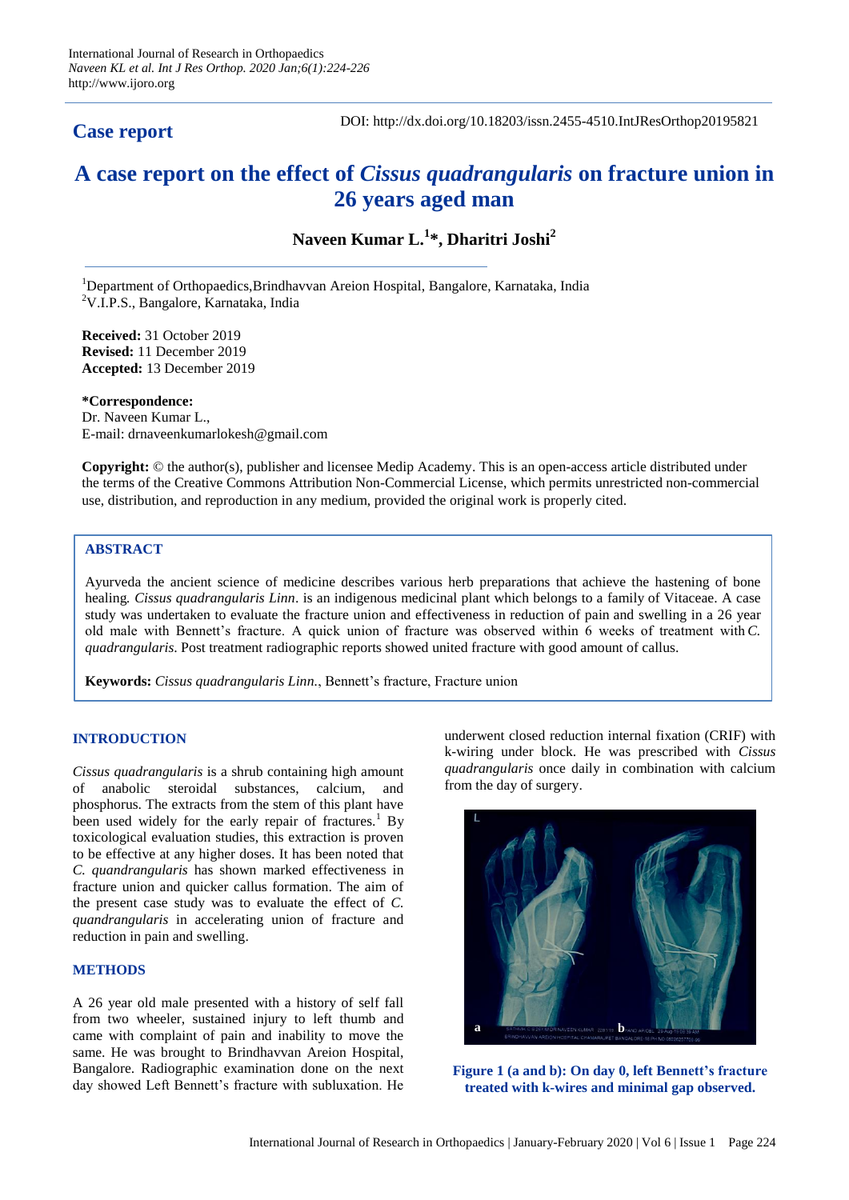## Case report

DOI: http://dx.doi.org/10.18203/issn.2455-4510.IntJResOrthop20195821

# A case report on the effect of *Cissus quadrangularis* on fracture union in 26 years aged man

**Naveen Kumar L.[1]\*, Dharitri Joshi[2]**

[1]Department of Orthopaedics,Brindhavvan Areion Hospital, Bangalore, Karnataka, India
[2]V.I.P.S., Bangalore, Karnataka, India

**Received:** 31 October 2019
**Revised:** 11 December 2019
**Accepted:** 13 December 2019

**\*Correspondence:**
Dr. Naveen Kumar L.,
E-mail: drnaveenkumarlokesh@gmail.com

**Copyright:** © the author(s), publisher and licensee Medip Academy. This is an open-access article distributed under the terms of the Creative Commons Attribution Non-Commercial License, which permits unrestricted non-commercial use, distribution, and reproduction in any medium, provided the original work is properly cited.

## ABSTRACT

Ayurveda the ancient science of medicine describes various herb preparations that achieve the hastening of bone healing. *Cissus quadrangularis Linn*. is an indigenous medicinal plant which belongs to a family of Vitaceae. A case study was undertaken to evaluate the fracture union and effectiveness in reduction of pain and swelling in a 26 year old male with Bennett's fracture. A quick union of fracture was observed within 6 weeks of treatment with *C. quadrangularis*. Post treatment radiographic reports showed united fracture with good amount of callus.

**Keywords:** *Cissus quadrangularis Linn.*, Bennett's fracture, Fracture union

## INTRODUCTION

*Cissus quadrangularis* is a shrub containing high amount of anabolic steroidal substances, calcium, and phosphorus. The extracts from the stem of this plant have been used widely for the early repair of fractures.[1] By toxicological evaluation studies, this extraction is proven to be effective at any higher doses. It has been noted that *C. quandrangularis* has shown marked effectiveness in fracture union and quicker callus formation. The aim of the present case study was to evaluate the effect of *C. quandrangularis* in accelerating union of fracture and reduction in pain and swelling.

## METHODS

A 26 year old male presented with a history of self fall from two wheeler, sustained injury to left thumb and came with complaint of pain and inability to move the same. He was brought to Brindhavvan Areion Hospital, Bangalore. Radiographic examination done on the next day showed Left Bennett's fracture with subluxation. He underwent closed reduction internal fixation (CRIF) with k-wiring under block. He was prescribed with *Cissus quadrangularis* once daily in combination with calcium from the day of surgery.

**Figure 1 (a and b): On day 0, left Bennett's fracture treated with k-wires and minimal gap observed.**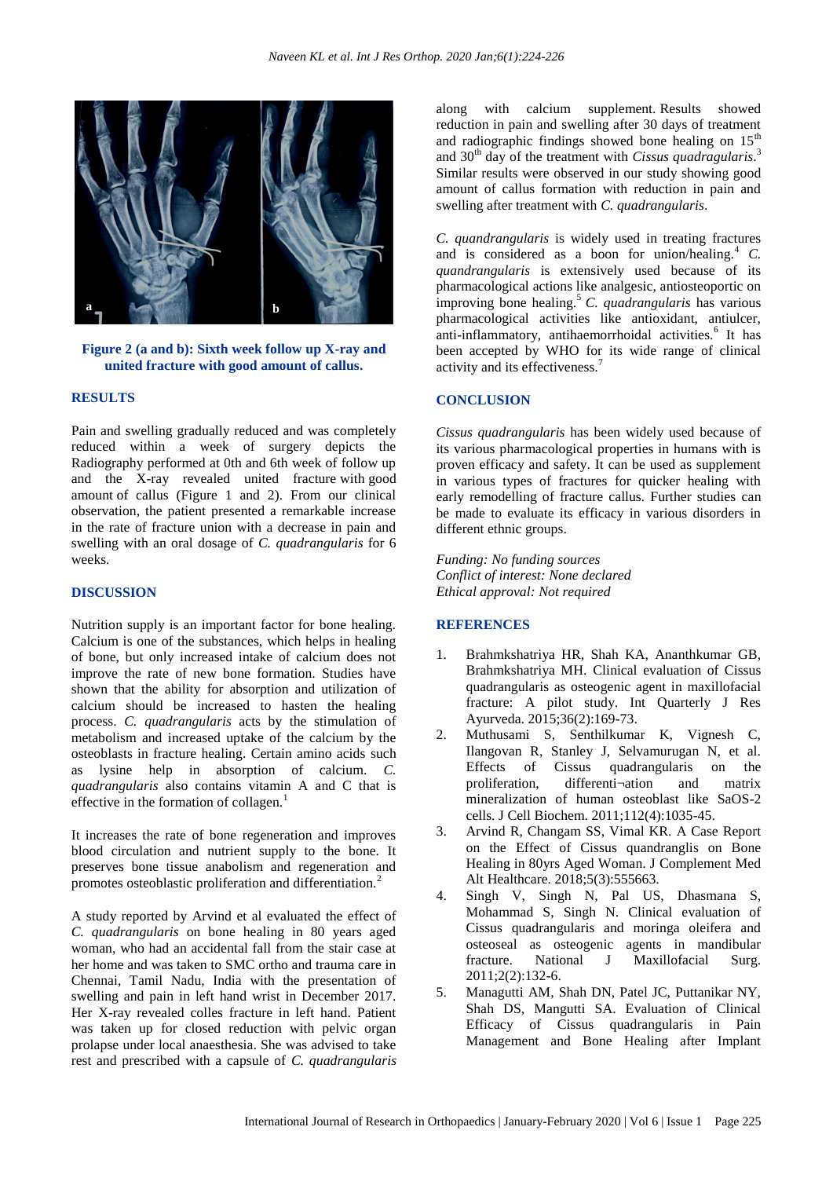**Figure 2 (a and b): Sixth week follow up X-ray and united fracture with good amount of callus.**

## RESULTS

Pain and swelling gradually reduced and was completely reduced within a week of surgery depicts the Radiography performed at 0th and 6th week of follow up and the X-ray revealed united fracture with good amount of callus (Figure 1 and 2). From our clinical observation, the patient presented a remarkable increase in the rate of fracture union with a decrease in pain and swelling with an oral dosage of *C. quadrangularis* for 6 weeks.

## DISCUSSION

Nutrition supply is an important factor for bone healing. Calcium is one of the substances, which helps in healing of bone, but only increased intake of calcium does not improve the rate of new bone formation. Studies have shown that the ability for absorption and utilization of calcium should be increased to hasten the healing process. *C. quadrangularis* acts by the stimulation of metabolism and increased uptake of the calcium by the osteoblasts in fracture healing. Certain amino acids such as lysine help in absorption of calcium. *C. quadrangularis* also contains vitamin A and C that is effective in the formation of collagen.[1]

It increases the rate of bone regeneration and improves blood circulation and nutrient supply to the bone. It preserves bone tissue anabolism and regeneration and promotes osteoblastic proliferation and differentiation.[2]

A study reported by Arvind et al evaluated the effect of *C. quadrangularis* on bone healing in 80 years aged woman, who had an accidental fall from the stair case at her home and was taken to SMC ortho and trauma care in Chennai, Tamil Nadu, India with the presentation of swelling and pain in left hand wrist in December 2017. Her X-ray revealed colles fracture in left hand. Patient was taken up for closed reduction with pelvic organ prolapse under local anaesthesia. She was advised to take rest and prescribed with a capsule of *C. quadrangularis* along with calcium supplement. Results showed reduction in pain and swelling after 30 days of treatment and radiographic findings showed bone healing on 15th and 30th day of the treatment with *Cissus quadragularis*.[3] Similar results were observed in our study showing good amount of callus formation with reduction in pain and swelling after treatment with *C. quadrangularis*.

*C. quandrangularis* is widely used in treating fractures and is considered as a boon for union/healing.[4] *C. quandrangularis* is extensively used because of its pharmacological actions like analgesic, antiosteoportic on improving bone healing.[5] *C. quadrangularis* has various pharmacological activities like antioxidant, antiulcer, anti-inflammatory, antihaemorrhoidal activities.[6] It has been accepted by WHO for its wide range of clinical activity and its effectiveness.[7]

## CONCLUSION

*Cissus quadrangularis* has been widely used because of its various pharmacological properties in humans with is proven efficacy and safety. It can be used as supplement in various types of fractures for quicker healing with early remodelling of fracture callus. Further studies can be made to evaluate its efficacy in various disorders in different ethnic groups.

*Funding: No funding sources*
*Conflict of interest: None declared*
*Ethical approval: Not required*

## REFERENCES

1. Brahmkshatriya HR, Shah KA, Ananthkumar GB, Brahmkshatriya MH. Clinical evaluation of Cissus quadrangularis as osteogenic agent in maxillofacial fracture: A pilot study. Int Quarterly J Res Ayurveda. 2015;36(2):169-73.
2. Muthusami S, Senthilkumar K, Vignesh C, Ilangovan R, Stanley J, Selvamurugan N, et al. Effects of Cissus quadrangularis on the proliferation, differenti¬ation and matrix mineralization of human osteoblast like SaOS-2 cells. J Cell Biochem. 2011;112(4):1035-45.
3. Arvind R, Changam SS, Vimal KR. A Case Report on the Effect of Cissus quandranglis on Bone Healing in 80yrs Aged Woman. J Complement Med Alt Healthcare. 2018;5(3):555663.
4. Singh V, Singh N, Pal US, Dhasmana S, Mohammad S, Singh N. Clinical evaluation of Cissus quadrangularis and moringa oleifera and osteoseal as osteogenic agents in mandibular fracture. National J Maxillofacial Surg. 2011;2(2):132-6.
5. Managutti AM, Shah DN, Patel JC, Puttanikar NY, Shah DS, Mangutti SA. Evaluation of Clinical Efficacy of Cissus quadrangularis in Pain Management and Bone Healing after Implant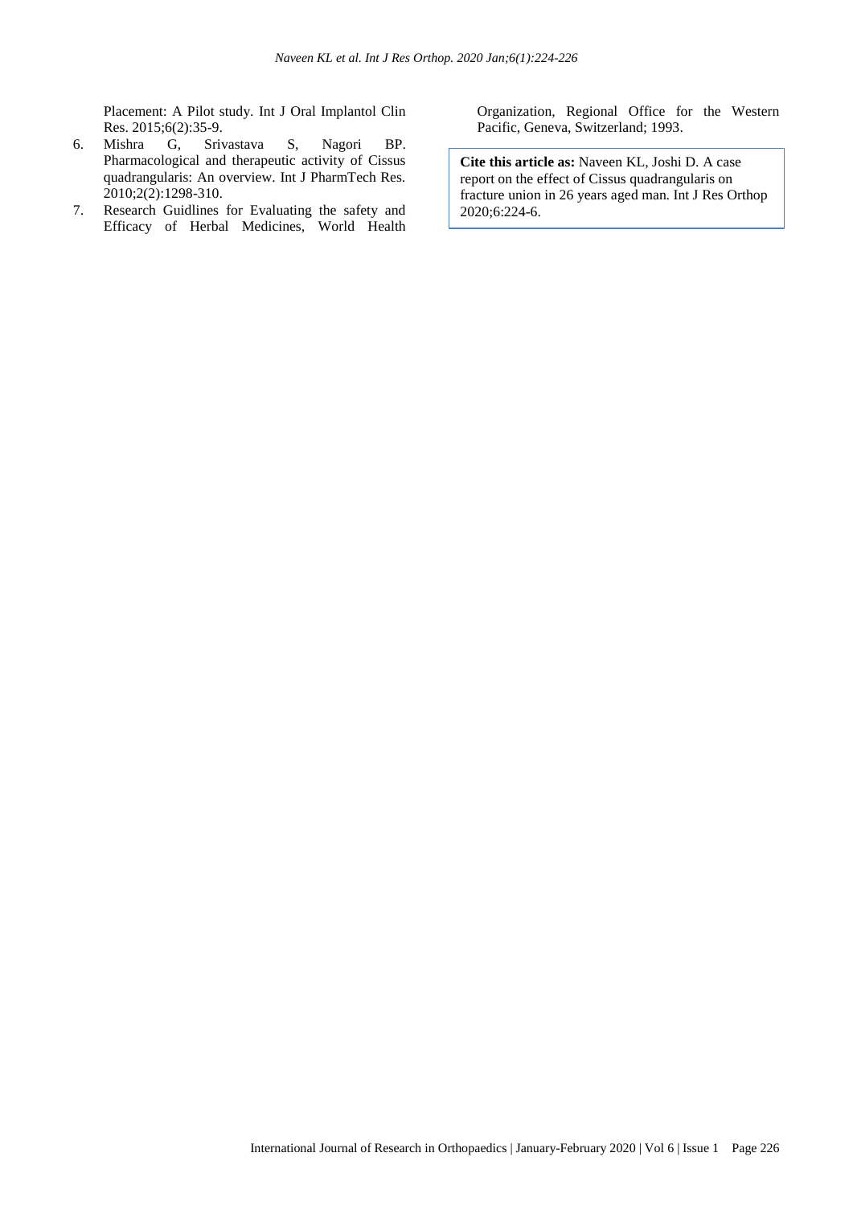Placement: A Pilot study. Int J Oral Implantol Clin Res. 2015;6(2):35-9.

6. Mishra G, Srivastava S, Nagori BP. Pharmacological and therapeutic activity of Cissus quadrangularis: An overview. Int J PharmTech Res. 2010;2(2):1298-310.
7. Research Guidlines for Evaluating the safety and Efficacy of Herbal Medicines, World Health Organization, Regional Office for the Western Pacific, Geneva, Switzerland; 1993.

**Cite this article as:** Naveen KL, Joshi D. A case report on the effect of Cissus quadrangularis on fracture union in 26 years aged man. Int J Res Orthop 2020;6:224-6.